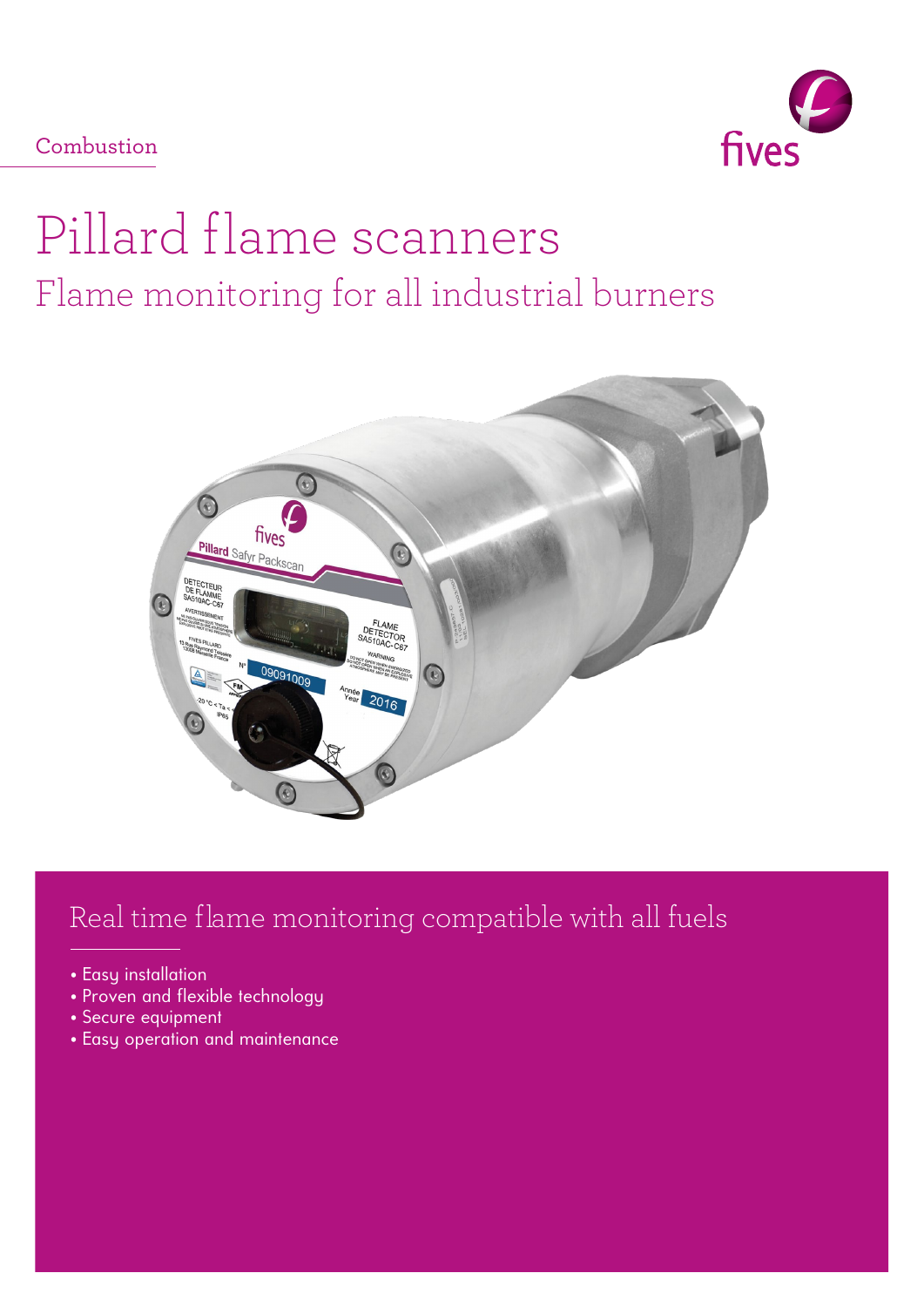Combustion

fives

# Pillard flame scanners

## Flame monitoring for all industrial burners

## Real time flame monitoring compatible with all fuels

- Easy installation
- Proven and flexible technology
- Secure equipment
- Easy operation and maintenance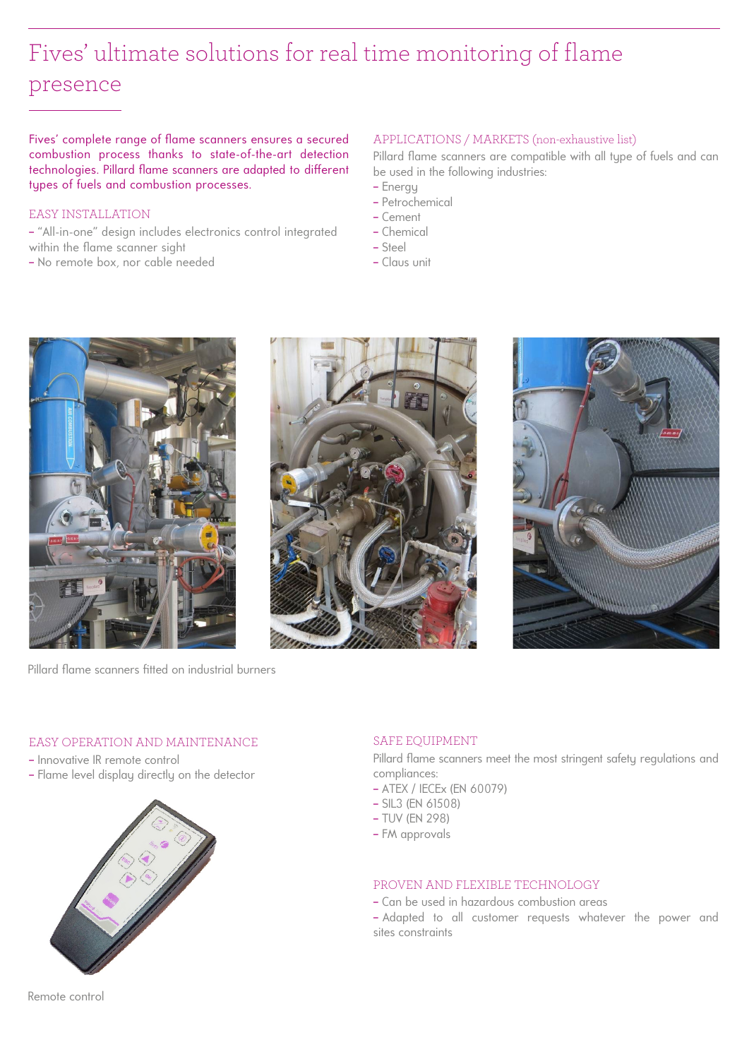# Fives' ultimate solutions for real time monitoring of flame presence

Fives' complete range of flame scanners ensures a secured combustion process thanks to state-of-the-art detection technologies. Pillard flame scanners are adapted to different types of fuels and combustion processes.

## EASY INSTALLATION

- "All-in-one" design includes electronics control integrated within the flame scanner sight
- No remote box, nor cable needed

## APPLICATIONS / MARKETS (non-exhaustive list)

Pillard flame scanners are compatible with all type of fuels and can be used in the following industries:

- Energy
- Petrochemical
- Cement
- Chemical
- Steel
- Claus unit

Pillard flame scanners fitted on industrial burners

## EASY OPERATION AND MAINTENANCE

- Innovative IR remote control
- Flame level display directly on the detector

Remote control

## SAFE EQUIPMENT

Pillard flame scanners meet the most stringent safety regulations and compliances:

- ATEX / IECEx (EN 60079)
- SIL3 (EN 61508)
- TUV (EN 298)
- FM approvals

## PROVEN AND FLEXIBLE TECHNOLOGY

- Can be used in hazardous combustion areas
- Adapted to all customer requests whatever the power and sites constraints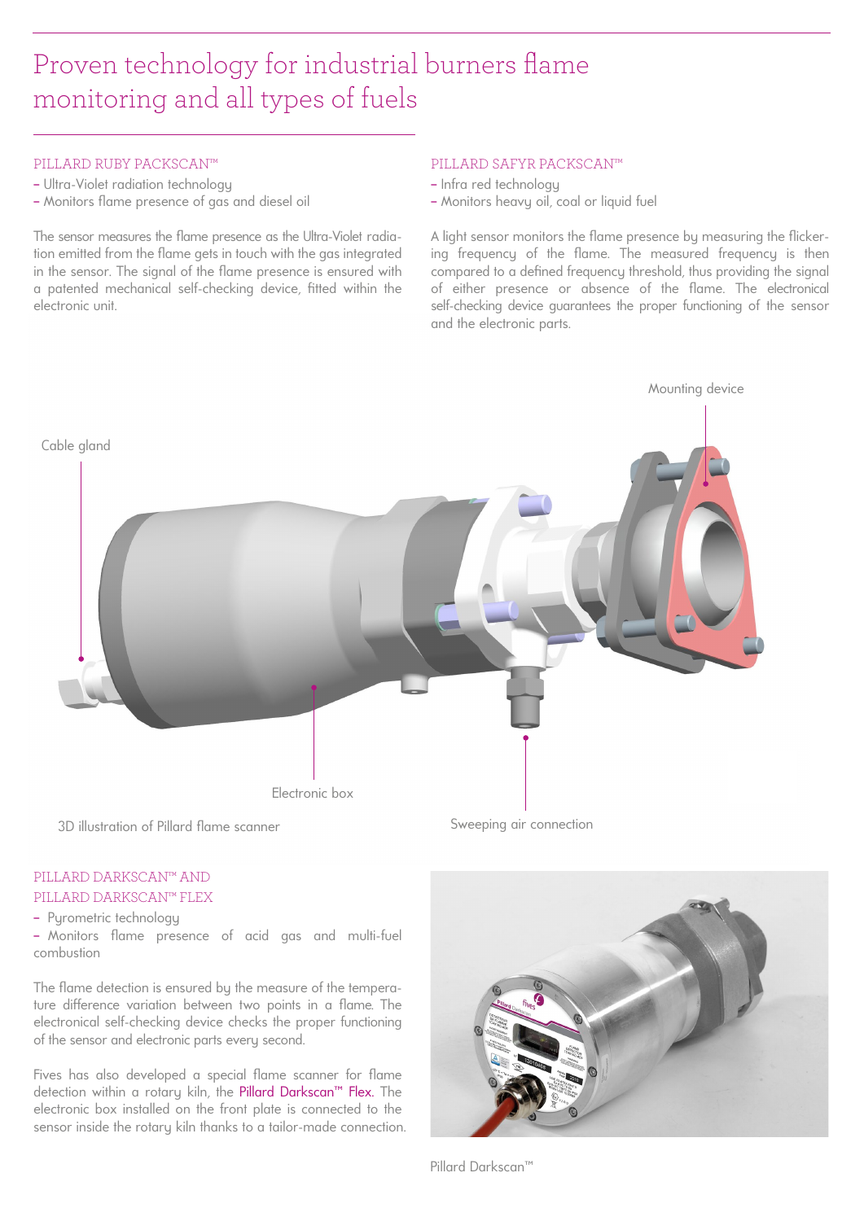# Proven technology for industrial burners flame monitoring and all types of fuels

## PILLARD RUBY PACKSCAN™

- Ultra-Violet radiation technology
- Monitors flame presence of gas and diesel oil

The sensor measures the flame presence as the Ultra-Violet radiation emitted from the flame gets in touch with the gas integrated in the sensor. The signal of the flame presence is ensured with a patented mechanical self-checking device, fitted within the electronic unit.

## PILLARD SAFYR PACKSCAN™

- Infra red technology
- Monitors heavy oil, coal or liquid fuel

A light sensor monitors the flame presence by measuring the flickering frequency of the flame. The measured frequency is then compared to a defined frequency threshold, thus providing the signal of either presence or absence of the flame. The electronical self-checking device guarantees the proper functioning of the sensor and the electronic parts.

Mounting device

Cable gland

Electronic box

Sweeping air connection

3D illustration of Pillard flame scanner

## PILLARD DARKSCAN™ AND PILLARD DARKSCAN™ FLEX

- Pyrometric technology
- Monitors flame presence of acid gas and multi-fuel combustion

The flame detection is ensured by the measure of the temperature difference variation between two points in a flame. The electronical self-checking device checks the proper functioning of the sensor and electronic parts every second.

Fives has also developed a special flame scanner for flame detection within a rotary kiln, the Pillard Darkscan™ Flex. The electronic box installed on the front plate is connected to the sensor inside the rotary kiln thanks to a tailor-made connection.

Pillard Darkscan™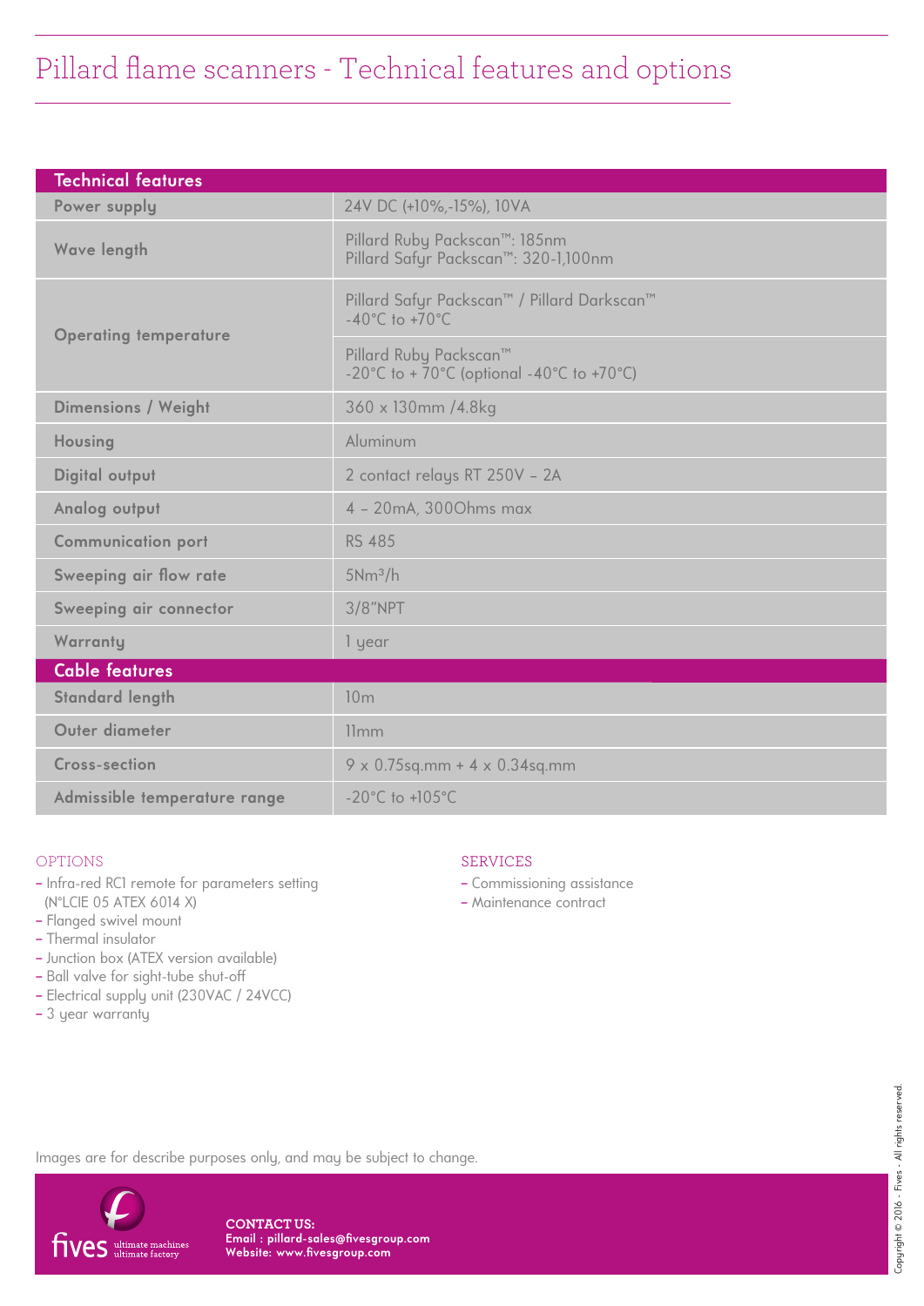# Pillard flame scanners - Technical features and options

| Technical features | |
|---|---|
| Power supply | 24V DC (+10%,-15%), 10VA |
| Wave length | Pillard Ruby Packscan™: 185nm<br>Pillard Safyr Packscan™: 320-1,100nm |
| Operating temperature | Pillard Safyr Packscan™ / Pillard Darkscan™<br>-40°C to +70°C |
| | Pillard Ruby Packscan™<br>-20°C to + 70°C (optional -40°C to +70°C) |
| Dimensions / Weight | 360 x 130mm /4.8kg |
| Housing | Aluminum |
| Digital output | 2 contact relays RT 250V – 2A |
| Analog output | 4 – 20mA, 300Ohms max |
| Communication port | RS 485 |
| Sweeping air flow rate | 5Nm³/h |
| Sweeping air connector | 3/8"NPT |
| Warranty | 1 year |
| **Cable features** | |
| Standard length | 10m |
| Outer diameter | 11mm |
| Cross-section | 9 x 0.75sq.mm + 4 x 0.34sq.mm |
| Admissible temperature range | -20°C to +105°C |

## OPTIONS

- Infra-red RC1 remote for parameters setting (N°LCIE 05 ATEX 6014 X)
- Flanged swivel mount
- Thermal insulator
- Junction box (ATEX version available)
- Ball valve for sight-tube shut-off
- Electrical supply unit (230VAC / 24VCC)
- 3 year warranty

## SERVICES

- Commissioning assistance
- Maintenance contract

Images are for describe purposes only, and may be subject to change.

fives ultimate machines ultimate factory

**CONTACT US:**
**Email : pillard-sales@fivesgroup.com**
**Website: www.fivesgroup.com**

Copyright © 2016 - Fives - All rights reserved.